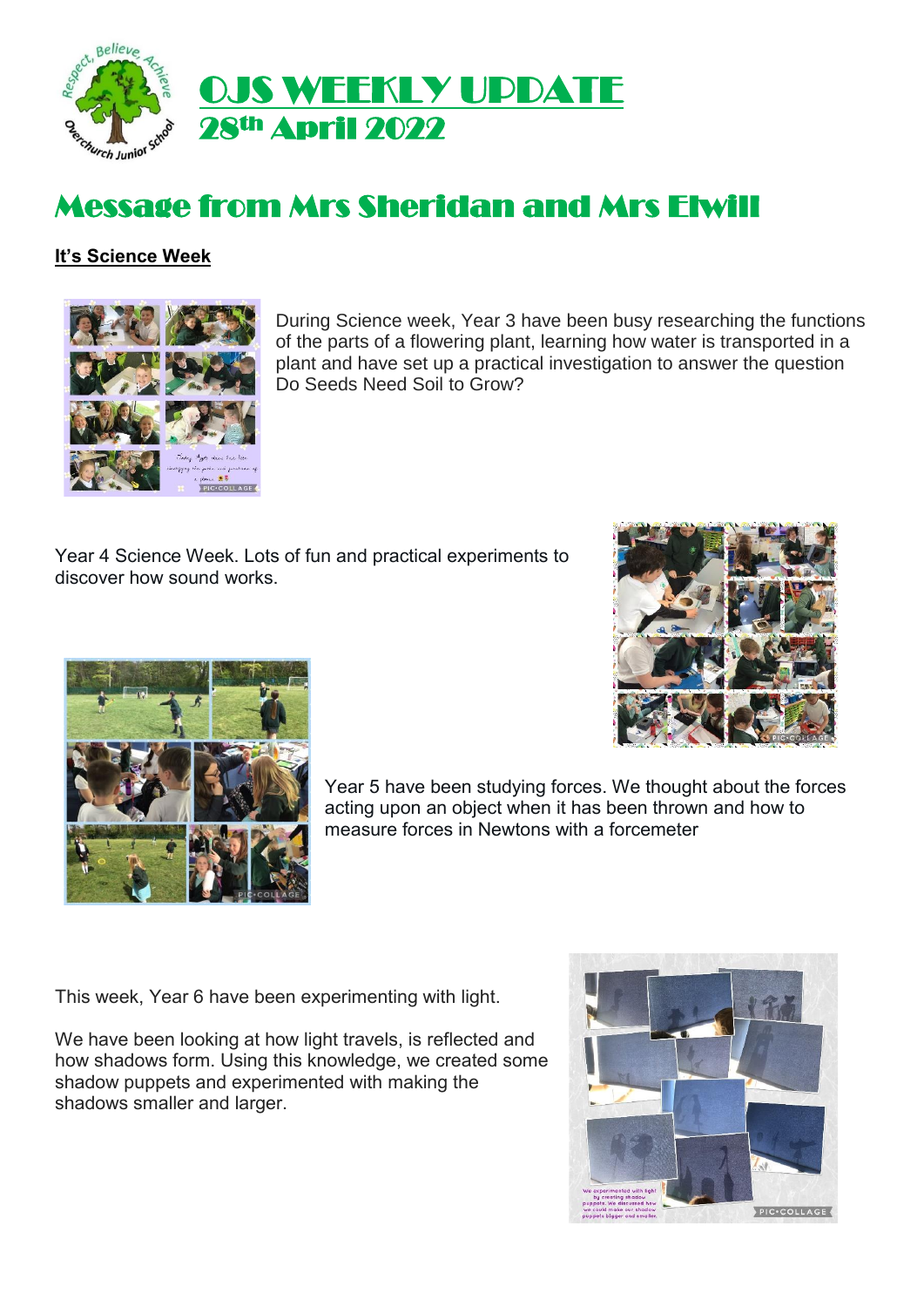# OJS WEEKLY UPDATE
## 28th April 2022

# Message from Mrs Sheridan and Mrs Elwill

**It's Science Week**

During Science week, Year 3 have been busy researching the functions of the parts of a flowering plant, learning how water is transported in a plant and have set up a practical investigation to answer the question Do Seeds Need Soil to Grow?

Year 4 Science Week. Lots of fun and practical experiments to discover how sound works.

Year 5 have been studying forces. We thought about the forces acting upon an object when it has been thrown and how to measure forces in Newtons with a forcemeter

This week, Year 6 have been experimenting with light.

We have been looking at how light travels, is reflected and how shadows form. Using this knowledge, we created some shadow puppets and experimented with making the shadows smaller and larger.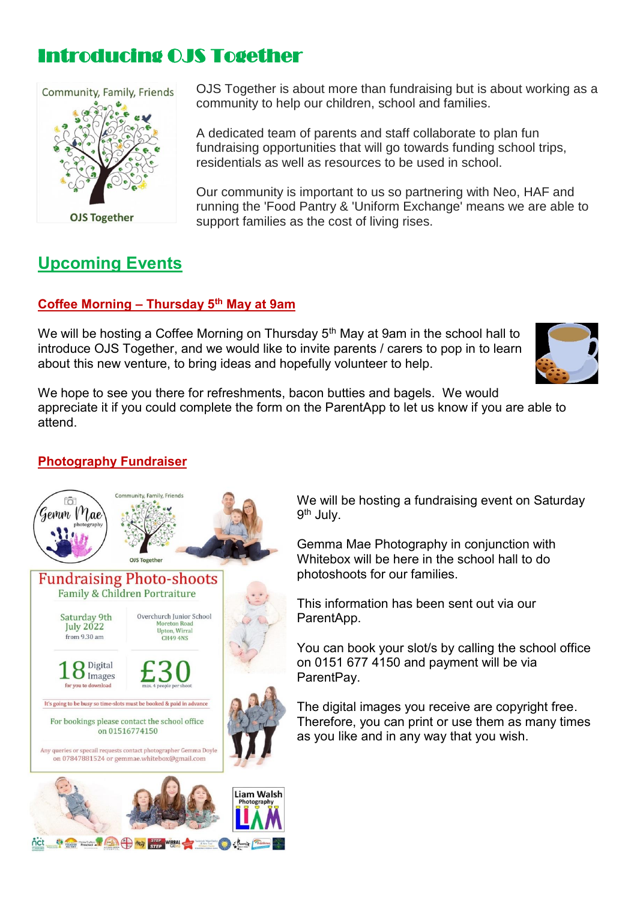# Introducing OJS Together

OJS Together is about more than fundraising but is about working as a community to help our children, school and families.

A dedicated team of parents and staff collaborate to plan fun fundraising opportunities that will go towards funding school trips, residentials as well as resources to be used in school.

Our community is important to us so partnering with Neo, HAF and running the 'Food Pantry & 'Uniform Exchange' means we are able to support families as the cost of living rises.

## Upcoming Events

### Coffee Morning – Thursday 5th May at 9am

We will be hosting a Coffee Morning on Thursday 5th May at 9am in the school hall to introduce OJS Together, and we would like to invite parents / carers to pop in to learn about this new venture, to bring ideas and hopefully volunteer to help.

We hope to see you there for refreshments, bacon butties and bagels. We would appreciate it if you could complete the form on the ParentApp to let us know if you are able to attend.

### Photography Fundraiser

We will be hosting a fundraising event on Saturday 9th July.

Gemma Mae Photography in conjunction with Whitebox will be here in the school hall to do photoshoots for our families.

This information has been sent out via our ParentApp.

You can book your slot/s by calling the school office on 0151 677 4150 and payment will be via ParentPay.

The digital images you receive are copyright free. Therefore, you can print or use them as many times as you like and in any way that you wish.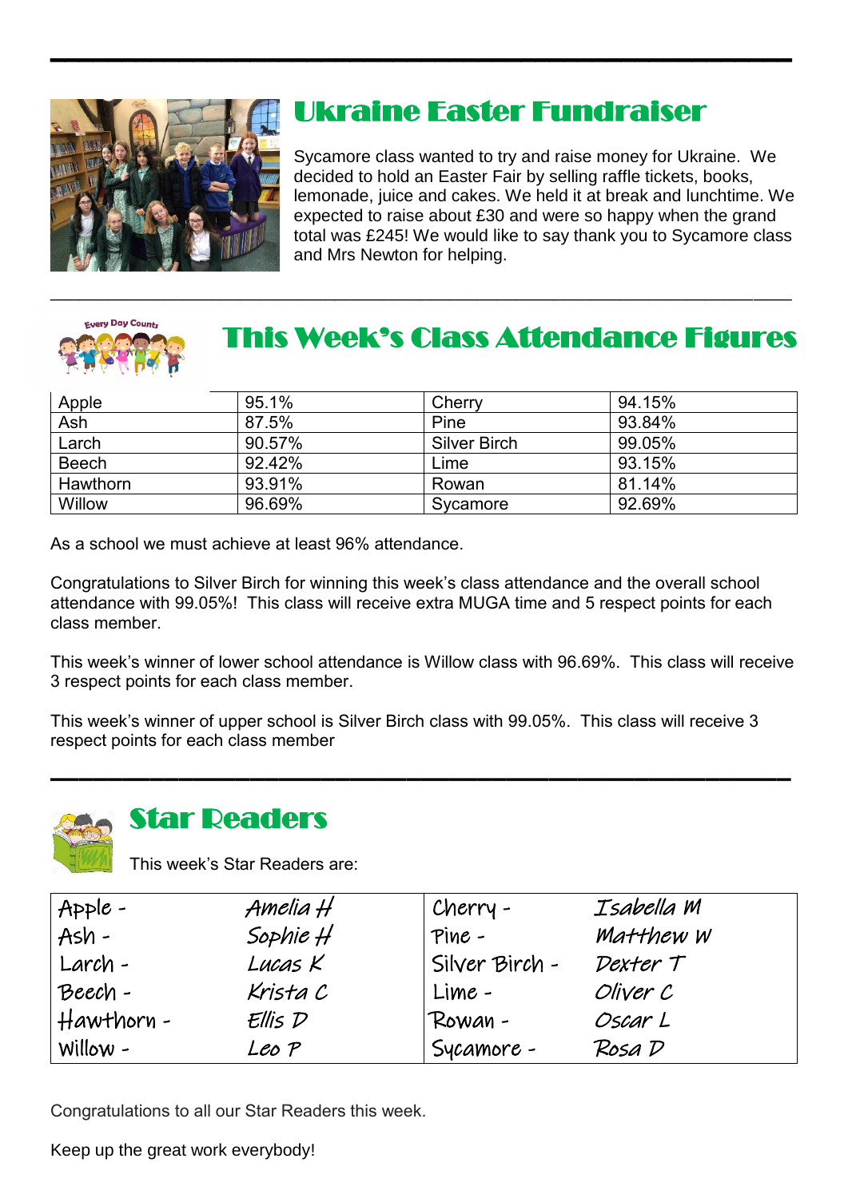## Ukraine Easter Fundraiser

Sycamore class wanted to try and raise money for Ukraine. We decided to hold an Easter Fair by selling raffle tickets, books, lemonade, juice and cakes. We held it at break and lunchtime. We expected to raise about £30 and were so happy when the grand total was £245! We would like to say thank you to Sycamore class and Mrs Newton for helping.

## This Week's Class Attendance Figures

| | | | |
|---|---|---|---|
| Apple | 95.1% | Cherry | 94.15% |
| Ash | 87.5% | Pine | 93.84% |
| Larch | 90.57% | Silver Birch | 99.05% |
| Beech | 92.42% | Lime | 93.15% |
| Hawthorn | 93.91% | Rowan | 81.14% |
| Willow | 96.69% | Sycamore | 92.69% |

As a school we must achieve at least 96% attendance.

Congratulations to Silver Birch for winning this week's class attendance and the overall school attendance with 99.05%! This class will receive extra MUGA time and 5 respect points for each class member.

This week's winner of lower school attendance is Willow class with 96.69%. This class will receive 3 respect points for each class member.

This week's winner of upper school is Silver Birch class with 99.05%. This class will receive 3 respect points for each class member

## Star Readers

This week's Star Readers are:

| | | | |
|---|---|---|---|
| Apple - | Amelia H | Cherry - | Isabella M |
| Ash - | Sophie H | Pine - | Matthew W |
| Larch - | Lucas K | Silver Birch - | Dexter T |
| Beech - | Krista C | Lime - | Oliver C |
| Hawthorn - | Ellis D | Rowan - | Oscar L |
| Willow - | Leo P | Sycamore - | Rosa D |

Congratulations to all our Star Readers this week.

Keep up the great work everybody!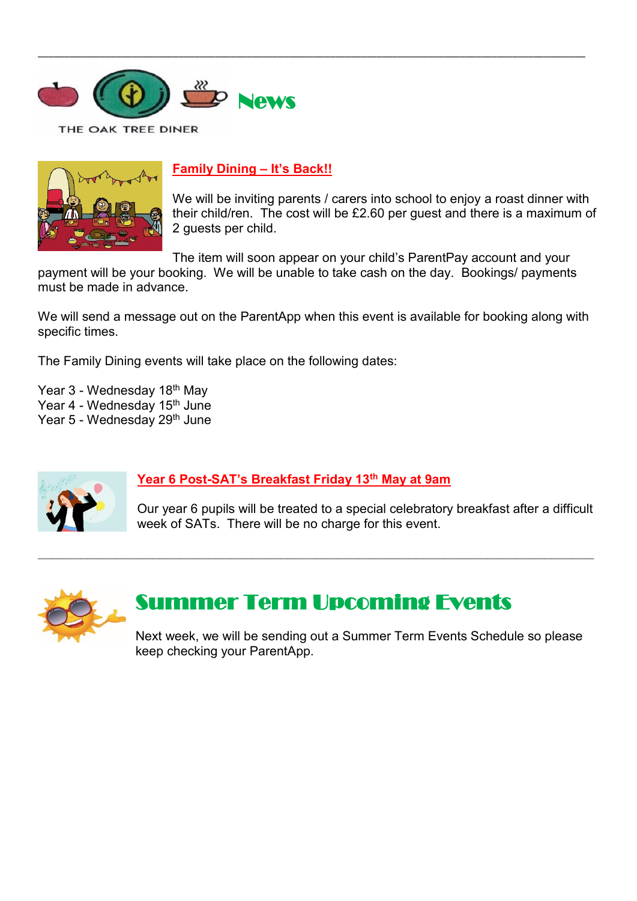THE OAK TREE DINER

# News

## Family Dining – It's Back!!

We will be inviting parents / carers into school to enjoy a roast dinner with their child/ren. The cost will be £2.60 per guest and there is a maximum of 2 guests per child.

The item will soon appear on your child's ParentPay account and your payment will be your booking. We will be unable to take cash on the day. Bookings/ payments must be made in advance.

We will send a message out on the ParentApp when this event is available for booking along with specific times.

The Family Dining events will take place on the following dates:

Year 3 - Wednesday 18th May
Year 4 - Wednesday 15th June
Year 5 - Wednesday 29th June

## Year 6 Post-SAT's Breakfast Friday 13th May at 9am

Our year 6 pupils will be treated to a special celebratory breakfast after a difficult week of SATs. There will be no charge for this event.

# Summer Term Upcoming Events

Next week, we will be sending out a Summer Term Events Schedule so please keep checking your ParentApp.